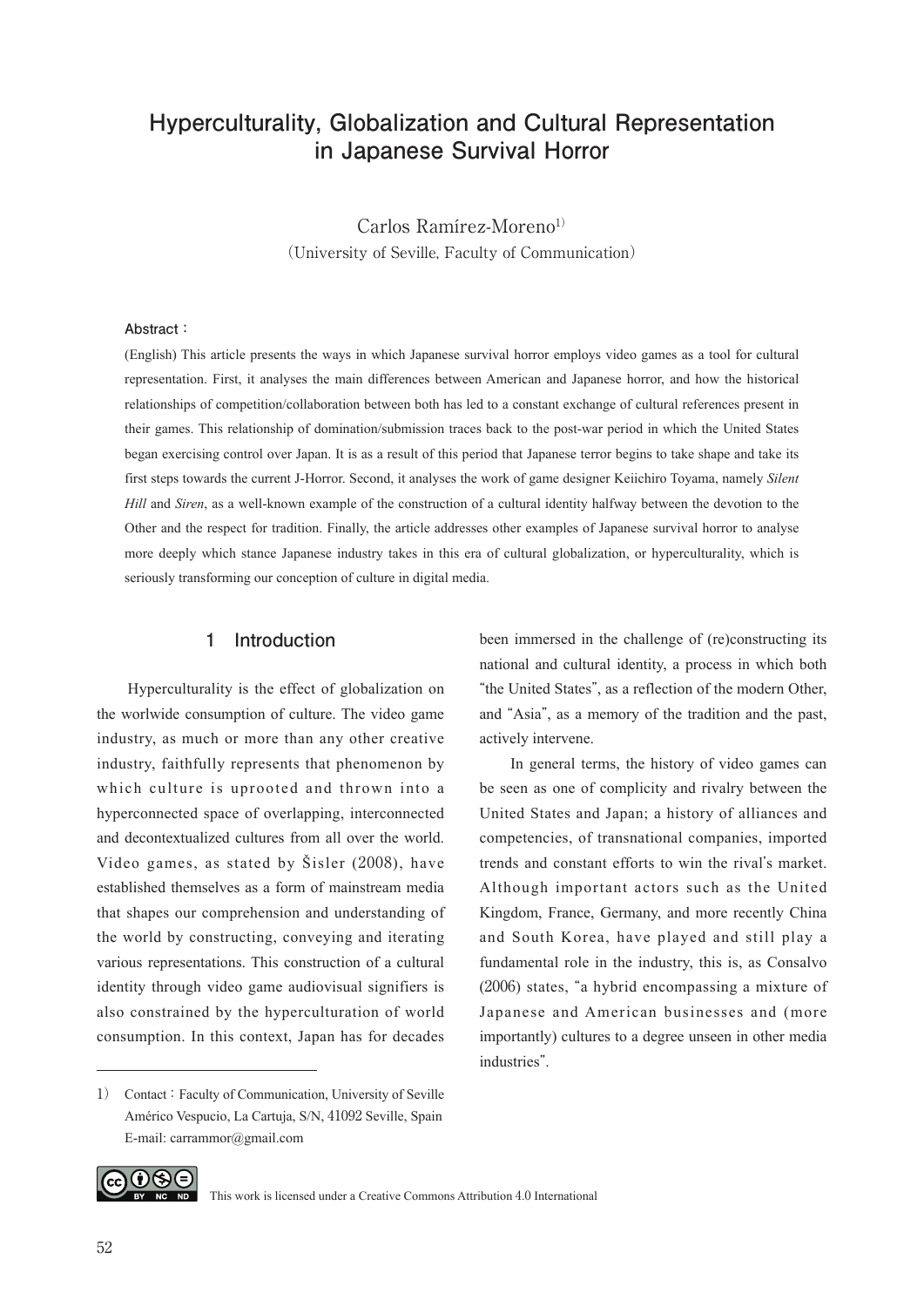# Hyperculturality, Globalization and Cultural Representation in Japanese Survival Horror

Carlos Ramírez-Moreno[1)]

(University of Seville, Faculty of Communication)

**Abstract：**

(English) This article presents the ways in which Japanese survival horror employs video games as a tool for cultural representation. First, it analyses the main differences between American and Japanese horror, and how the historical relationships of competition/collaboration between both has led to a constant exchange of cultural references present in their games. This relationship of domination/submission traces back to the post-war period in which the United States began exercising control over Japan. It is as a result of this period that Japanese terror begins to take shape and take its first steps towards the current J-Horror. Second, it analyses the work of game designer Keiichiro Toyama, namely *Silent Hill* and *Siren*, as a well-known example of the construction of a cultural identity halfway between the devotion to the Other and the respect for tradition. Finally, the article addresses other examples of Japanese survival horror to analyse more deeply which stance Japanese industry takes in this era of cultural globalization, or hyperculturality, which is seriously transforming our conception of culture in digital media.

## 1 Introduction

Hyperculturality is the effect of globalization on the worlwide consumption of culture. The video game industry, as much or more than any other creative industry, faithfully represents that phenomenon by which culture is uprooted and thrown into a hyperconnected space of overlapping, interconnected and decontextualized cultures from all over the world. Video games, as stated by Šisler (2008), have established themselves as a form of mainstream media that shapes our comprehension and understanding of the world by constructing, conveying and iterating various representations. This construction of a cultural identity through video game audiovisual signifiers is also constrained by the hyperculturation of world consumption. In this context, Japan has for decades been immersed in the challenge of (re)constructing its national and cultural identity, a process in which both "the United States", as a reflection of the modern Other, and "Asia", as a memory of the tradition and the past, actively intervene.

In general terms, the history of video games can be seen as one of complicity and rivalry between the United States and Japan; a history of alliances and competencies, of transnational companies, imported trends and constant efforts to win the rival's market. Although important actors such as the United Kingdom, France, Germany, and more recently China and South Korea, have played and still play a fundamental role in the industry, this is, as Consalvo (2006) states, "a hybrid encompassing a mixture of Japanese and American businesses and (more importantly) cultures to a degree unseen in other media industries".

---

1) Contact：Faculty of Communication, University of Seville Américo Vespucio, La Cartuja, S/N, 41092 Seville, Spain E-mail: carrammor@gmail.com

This work is licensed under a Creative Commons Attribution 4.0 International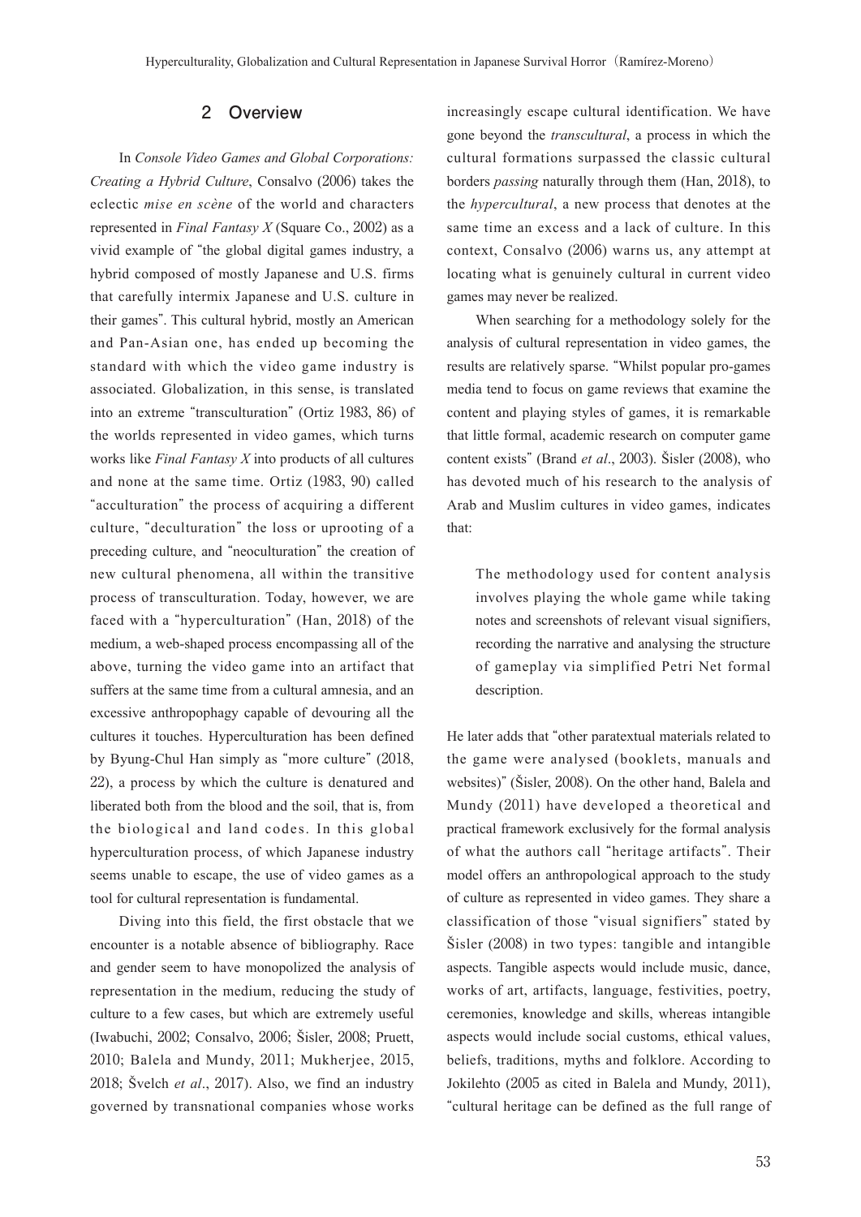## 2 Overview

In *Console Video Games and Global Corporations: Creating a Hybrid Culture*, Consalvo (2006) takes the eclectic *mise en scène* of the world and characters represented in *Final Fantasy X* (Square Co., 2002) as a vivid example of "the global digital games industry, a hybrid composed of mostly Japanese and U.S. firms that carefully intermix Japanese and U.S. culture in their games". This cultural hybrid, mostly an American and Pan-Asian one, has ended up becoming the standard with which the video game industry is associated. Globalization, in this sense, is translated into an extreme "transculturation" (Ortiz 1983, 86) of the worlds represented in video games, which turns works like *Final Fantasy X* into products of all cultures and none at the same time. Ortiz (1983, 90) called "acculturation" the process of acquiring a different culture, "deculturation" the loss or uprooting of a preceding culture, and "neoculturation" the creation of new cultural phenomena, all within the transitive process of transculturation. Today, however, we are faced with a "hyperculturation" (Han, 2018) of the medium, a web-shaped process encompassing all of the above, turning the video game into an artifact that suffers at the same time from a cultural amnesia, and an excessive anthropophagy capable of devouring all the cultures it touches. Hyperculturation has been defined by Byung-Chul Han simply as "more culture" (2018, 22), a process by which the culture is denatured and liberated both from the blood and the soil, that is, from the biological and land codes. In this global hyperculturation process, of which Japanese industry seems unable to escape, the use of video games as a tool for cultural representation is fundamental.

Diving into this field, the first obstacle that we encounter is a notable absence of bibliography. Race and gender seem to have monopolized the analysis of representation in the medium, reducing the study of culture to a few cases, but which are extremely useful (Iwabuchi, 2002; Consalvo, 2006; Šisler, 2008; Pruett, 2010; Balela and Mundy, 2011; Mukherjee, 2015, 2018; Švelch *et al*., 2017). Also, we find an industry governed by transnational companies whose works increasingly escape cultural identification. We have gone beyond the *transcultural*, a process in which the cultural formations surpassed the classic cultural borders *passing* naturally through them (Han, 2018), to the *hypercultural*, a new process that denotes at the same time an excess and a lack of culture. In this context, Consalvo (2006) warns us, any attempt at locating what is genuinely cultural in current video games may never be realized.

When searching for a methodology solely for the analysis of cultural representation in video games, the results are relatively sparse. "Whilst popular pro-games media tend to focus on game reviews that examine the content and playing styles of games, it is remarkable that little formal, academic research on computer game content exists" (Brand *et al*., 2003). Šisler (2008), who has devoted much of his research to the analysis of Arab and Muslim cultures in video games, indicates that:

> The methodology used for content analysis involves playing the whole game while taking notes and screenshots of relevant visual signifiers, recording the narrative and analysing the structure of gameplay via simplified Petri Net formal description.

He later adds that "other paratextual materials related to the game were analysed (booklets, manuals and websites)" (Šisler, 2008). On the other hand, Balela and Mundy (2011) have developed a theoretical and practical framework exclusively for the formal analysis of what the authors call "heritage artifacts". Their model offers an anthropological approach to the study of culture as represented in video games. They share a classification of those "visual signifiers" stated by Šisler (2008) in two types: tangible and intangible aspects. Tangible aspects would include music, dance, works of art, artifacts, language, festivities, poetry, ceremonies, knowledge and skills, whereas intangible aspects would include social customs, ethical values, beliefs, traditions, myths and folklore. According to Jokilehto (2005 as cited in Balela and Mundy, 2011), "cultural heritage can be defined as the full range of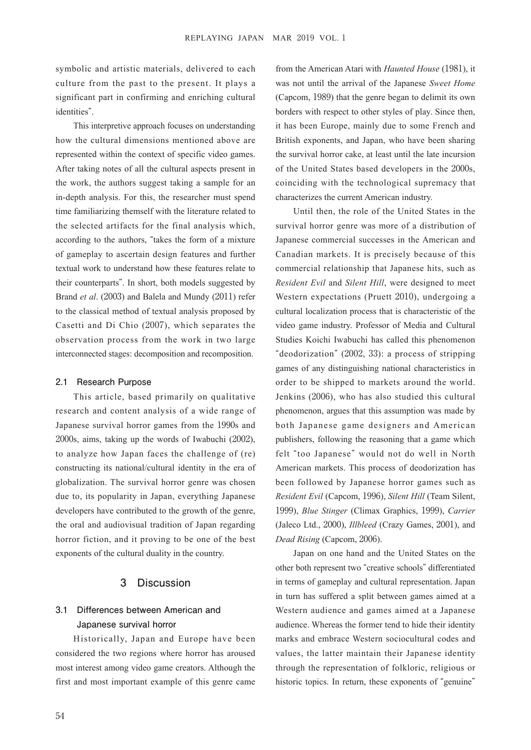symbolic and artistic materials, delivered to each culture from the past to the present. It plays a significant part in confirming and enriching cultural identities".

This interpretive approach focuses on understanding how the cultural dimensions mentioned above are represented within the context of specific video games. After taking notes of all the cultural aspects present in the work, the authors suggest taking a sample for an in-depth analysis. For this, the researcher must spend time familiarizing themself with the literature related to the selected artifacts for the final analysis which, according to the authors, "takes the form of a mixture of gameplay to ascertain design features and further textual work to understand how these features relate to their counterparts". In short, both models suggested by Brand *et al*. (2003) and Balela and Mundy (2011) refer to the classical method of textual analysis proposed by Casetti and Di Chio (2007), which separates the observation process from the work in two large interconnected stages: decomposition and recomposition.

### 2.1 Research Purpose

This article, based primarily on qualitative research and content analysis of a wide range of Japanese survival horror games from the 1990s and 2000s, aims, taking up the words of Iwabuchi (2002), to analyze how Japan faces the challenge of (re) constructing its national/cultural identity in the era of globalization. The survival horror genre was chosen due to, its popularity in Japan, everything Japanese developers have contributed to the growth of the genre, the oral and audiovisual tradition of Japan regarding horror fiction, and it proving to be one of the best exponents of the cultural duality in the country.

## 3 Discussion

### 3.1 Differences between American and Japanese survival horror

Historically, Japan and Europe have been considered the two regions where horror has aroused most interest among video game creators. Although the first and most important example of this genre came from the American Atari with *Haunted House* (1981), it was not until the arrival of the Japanese *Sweet Home* (Capcom, 1989) that the genre began to delimit its own borders with respect to other styles of play. Since then, it has been Europe, mainly due to some French and British exponents, and Japan, who have been sharing the survival horror cake, at least until the late incursion of the United States based developers in the 2000s, coinciding with the technological supremacy that characterizes the current American industry.

Until then, the role of the United States in the survival horror genre was more of a distribution of Japanese commercial successes in the American and Canadian markets. It is precisely because of this commercial relationship that Japanese hits, such as *Resident Evil* and *Silent Hill*, were designed to meet Western expectations (Pruett 2010), undergoing a cultural localization process that is characteristic of the video game industry. Professor of Media and Cultural Studies Koichi Iwabuchi has called this phenomenon "deodorization" (2002, 33): a process of stripping games of any distinguishing national characteristics in order to be shipped to markets around the world. Jenkins (2006), who has also studied this cultural phenomenon, argues that this assumption was made by both Japanese game designers and American publishers, following the reasoning that a game which felt "too Japanese" would not do well in North American markets. This process of deodorization has been followed by Japanese horror games such as *Resident Evil* (Capcom, 1996), *Silent Hill* (Team Silent, 1999), *Blue Stinger* (Climax Graphics, 1999), *Carrier* (Jaleco Ltd., 2000), *Illbleed* (Crazy Games, 2001), and *Dead Rising* (Capcom, 2006).

Japan on one hand and the United States on the other both represent two "creative schools" differentiated in terms of gameplay and cultural representation. Japan in turn has suffered a split between games aimed at a Western audience and games aimed at a Japanese audience. Whereas the former tend to hide their identity marks and embrace Western sociocultural codes and values, the latter maintain their Japanese identity through the representation of folkloric, religious or historic topics. In return, these exponents of "genuine"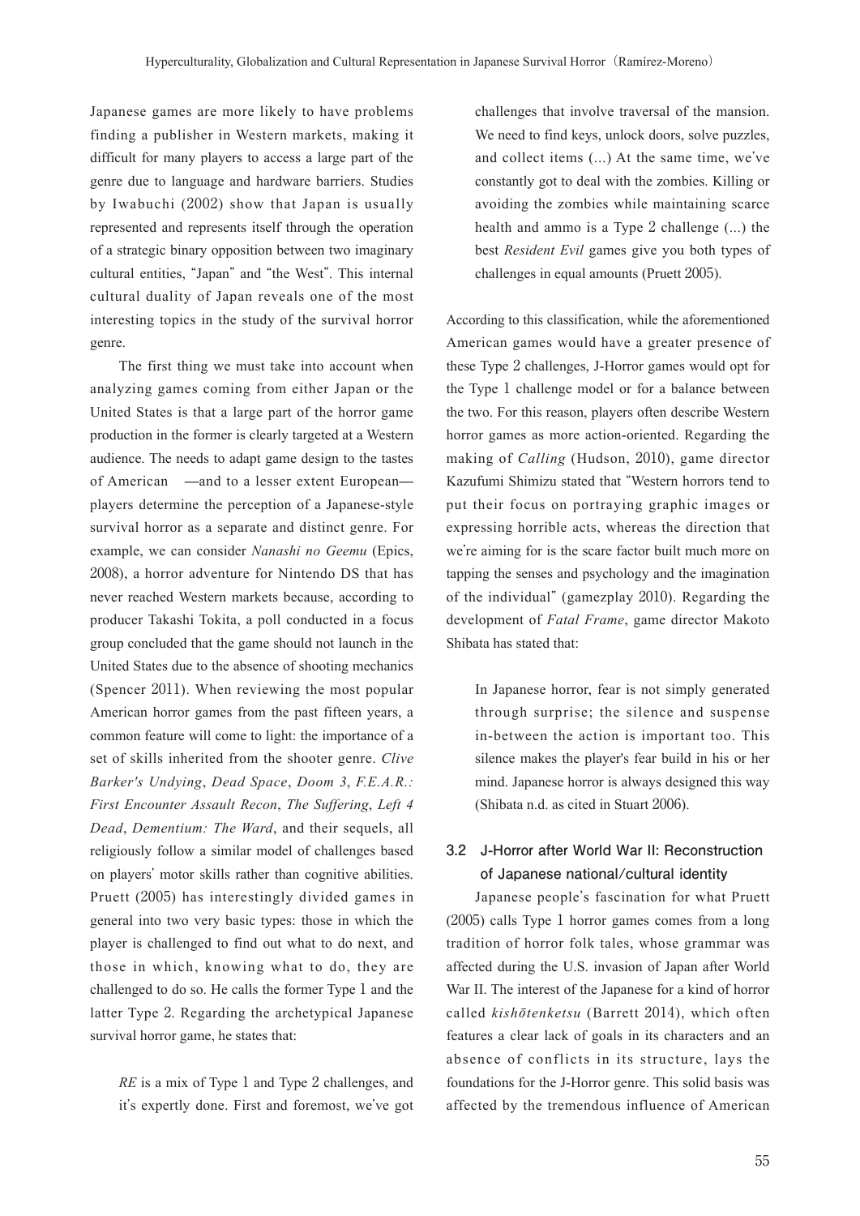Japanese games are more likely to have problems finding a publisher in Western markets, making it difficult for many players to access a large part of the genre due to language and hardware barriers. Studies by Iwabuchi (2002) show that Japan is usually represented and represents itself through the operation of a strategic binary opposition between two imaginary cultural entities, "Japan" and "the West". This internal cultural duality of Japan reveals one of the most interesting topics in the study of the survival horror genre.

The first thing we must take into account when analyzing games coming from either Japan or the United States is that a large part of the horror game production in the former is clearly targeted at a Western audience. The needs to adapt game design to the tastes of American —and to a lesser extent European— players determine the perception of a Japanese-style survival horror as a separate and distinct genre. For example, we can consider *Nanashi no Geemu* (Epics, 2008), a horror adventure for Nintendo DS that has never reached Western markets because, according to producer Takashi Tokita, a poll conducted in a focus group concluded that the game should not launch in the United States due to the absence of shooting mechanics (Spencer 2011). When reviewing the most popular American horror games from the past fifteen years, a common feature will come to light: the importance of a set of skills inherited from the shooter genre. *Clive Barker's Undying*, *Dead Space*, *Doom 3*, *F.E.A.R.: First Encounter Assault Recon*, *The Suffering*, *Left 4 Dead*, *Dementium: The Ward*, and their sequels, all religiously follow a similar model of challenges based on players' motor skills rather than cognitive abilities. Pruett (2005) has interestingly divided games in general into two very basic types: those in which the player is challenged to find out what to do next, and those in which, knowing what to do, they are challenged to do so. He calls the former Type 1 and the latter Type 2. Regarding the archetypical Japanese survival horror game, he states that:

> *RE* is a mix of Type 1 and Type 2 challenges, and it's expertly done. First and foremost, we've got challenges that involve traversal of the mansion. We need to find keys, unlock doors, solve puzzles, and collect items (...) At the same time, we've constantly got to deal with the zombies. Killing or avoiding the zombies while maintaining scarce health and ammo is a Type 2 challenge (...) the best *Resident Evil* games give you both types of challenges in equal amounts (Pruett 2005).

According to this classification, while the aforementioned American games would have a greater presence of these Type 2 challenges, J-Horror games would opt for the Type 1 challenge model or for a balance between the two. For this reason, players often describe Western horror games as more action-oriented. Regarding the making of *Calling* (Hudson, 2010), game director Kazufumi Shimizu stated that "Western horrors tend to put their focus on portraying graphic images or expressing horrible acts, whereas the direction that we're aiming for is the scare factor built much more on tapping the senses and psychology and the imagination of the individual" (gamezplay 2010). Regarding the development of *Fatal Frame*, game director Makoto Shibata has stated that:

> In Japanese horror, fear is not simply generated through surprise; the silence and suspense in-between the action is important too. This silence makes the player's fear build in his or her mind. Japanese horror is always designed this way (Shibata n.d. as cited in Stuart 2006).

### 3.2 J-Horror after World War II: Reconstruction of Japanese national/cultural identity

Japanese people's fascination for what Pruett (2005) calls Type 1 horror games comes from a long tradition of horror folk tales, whose grammar was affected during the U.S. invasion of Japan after World War II. The interest of the Japanese for a kind of horror called *kishōtenketsu* (Barrett 2014), which often features a clear lack of goals in its characters and an absence of conflicts in its structure, lays the foundations for the J-Horror genre. This solid basis was affected by the tremendous influence of American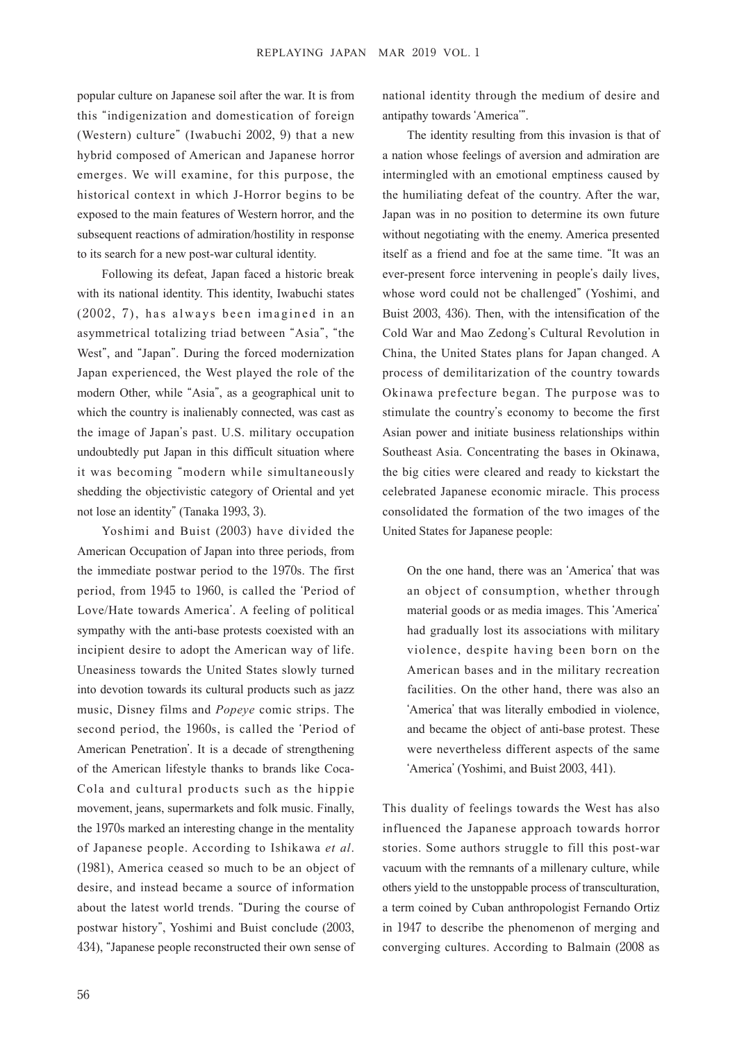popular culture on Japanese soil after the war. It is from this "indigenization and domestication of foreign (Western) culture" (Iwabuchi 2002, 9) that a new hybrid composed of American and Japanese horror emerges. We will examine, for this purpose, the historical context in which J-Horror begins to be exposed to the main features of Western horror, and the subsequent reactions of admiration/hostility in response to its search for a new post-war cultural identity.

Following its defeat, Japan faced a historic break with its national identity. This identity, Iwabuchi states (2002, 7), has always been imagined in an asymmetrical totalizing triad between "Asia", "the West", and "Japan". During the forced modernization Japan experienced, the West played the role of the modern Other, while "Asia", as a geographical unit to which the country is inalienably connected, was cast as the image of Japan's past. U.S. military occupation undoubtedly put Japan in this difficult situation where it was becoming "modern while simultaneously shedding the objectivistic category of Oriental and yet not lose an identity" (Tanaka 1993, 3).

Yoshimi and Buist (2003) have divided the American Occupation of Japan into three periods, from the immediate postwar period to the 1970s. The first period, from 1945 to 1960, is called the 'Period of Love/Hate towards America'. A feeling of political sympathy with the anti-base protests coexisted with an incipient desire to adopt the American way of life. Uneasiness towards the United States slowly turned into devotion towards its cultural products such as jazz music, Disney films and *Popeye* comic strips. The second period, the 1960s, is called the 'Period of American Penetration'. It is a decade of strengthening of the American lifestyle thanks to brands like Coca-Cola and cultural products such as the hippie movement, jeans, supermarkets and folk music. Finally, the 1970s marked an interesting change in the mentality of Japanese people. According to Ishikawa *et al*. (1981), America ceased so much to be an object of desire, and instead became a source of information about the latest world trends. "During the course of postwar history", Yoshimi and Buist conclude (2003, 434), "Japanese people reconstructed their own sense of national identity through the medium of desire and antipathy towards 'America'".

The identity resulting from this invasion is that of a nation whose feelings of aversion and admiration are intermingled with an emotional emptiness caused by the humiliating defeat of the country. After the war, Japan was in no position to determine its own future without negotiating with the enemy. America presented itself as a friend and foe at the same time. "It was an ever-present force intervening in people's daily lives, whose word could not be challenged" (Yoshimi, and Buist 2003, 436). Then, with the intensification of the Cold War and Mao Zedong's Cultural Revolution in China, the United States plans for Japan changed. A process of demilitarization of the country towards Okinawa prefecture began. The purpose was to stimulate the country's economy to become the first Asian power and initiate business relationships within Southeast Asia. Concentrating the bases in Okinawa, the big cities were cleared and ready to kickstart the celebrated Japanese economic miracle. This process consolidated the formation of the two images of the United States for Japanese people:

> On the one hand, there was an 'America' that was an object of consumption, whether through material goods or as media images. This 'America' had gradually lost its associations with military violence, despite having been born on the American bases and in the military recreation facilities. On the other hand, there was also an 'America' that was literally embodied in violence, and became the object of anti-base protest. These were nevertheless different aspects of the same 'America' (Yoshimi, and Buist 2003, 441).

This duality of feelings towards the West has also influenced the Japanese approach towards horror stories. Some authors struggle to fill this post-war vacuum with the remnants of a millenary culture, while others yield to the unstoppable process of transculturation, a term coined by Cuban anthropologist Fernando Ortiz in 1947 to describe the phenomenon of merging and converging cultures. According to Balmain (2008 as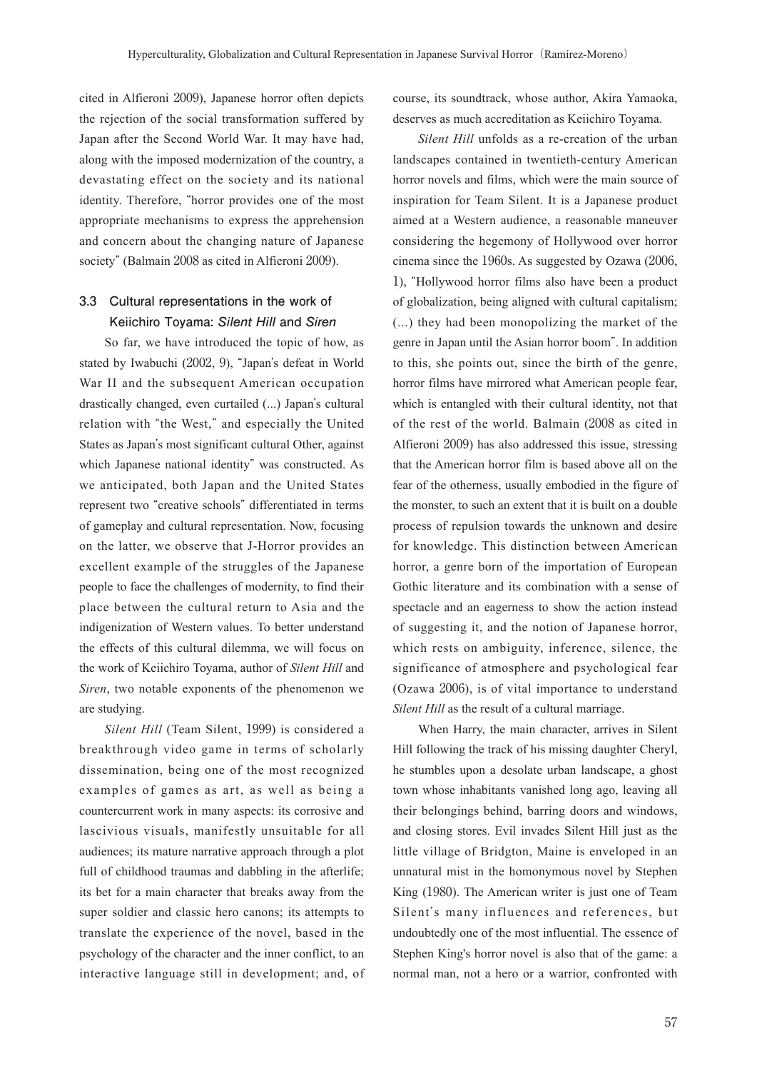cited in Alfieroni 2009), Japanese horror often depicts the rejection of the social transformation suffered by Japan after the Second World War. It may have had, along with the imposed modernization of the country, a devastating effect on the society and its national identity. Therefore, "horror provides one of the most appropriate mechanisms to express the apprehension and concern about the changing nature of Japanese society" (Balmain 2008 as cited in Alfieroni 2009).

### 3.3 Cultural representations in the work of Keiichiro Toyama: *Silent Hill* and *Siren*

So far, we have introduced the topic of how, as stated by Iwabuchi (2002, 9), "Japan's defeat in World War II and the subsequent American occupation drastically changed, even curtailed (...) Japan's cultural relation with "the West," and especially the United States as Japan's most significant cultural Other, against which Japanese national identity" was constructed. As we anticipated, both Japan and the United States represent two "creative schools" differentiated in terms of gameplay and cultural representation. Now, focusing on the latter, we observe that J-Horror provides an excellent example of the struggles of the Japanese people to face the challenges of modernity, to find their place between the cultural return to Asia and the indigenization of Western values. To better understand the effects of this cultural dilemma, we will focus on the work of Keiichiro Toyama, author of *Silent Hill* and *Siren*, two notable exponents of the phenomenon we are studying.

*Silent Hill* (Team Silent, 1999) is considered a breakthrough video game in terms of scholarly dissemination, being one of the most recognized examples of games as art, as well as being a countercurrent work in many aspects: its corrosive and lascivious visuals, manifestly unsuitable for all audiences; its mature narrative approach through a plot full of childhood traumas and dabbling in the afterlife; its bet for a main character that breaks away from the super soldier and classic hero canons; its attempts to translate the experience of the novel, based in the psychology of the character and the inner conflict, to an interactive language still in development; and, of course, its soundtrack, whose author, Akira Yamaoka, deserves as much accreditation as Keiichiro Toyama.

*Silent Hill* unfolds as a re-creation of the urban landscapes contained in twentieth-century American horror novels and films, which were the main source of inspiration for Team Silent. It is a Japanese product aimed at a Western audience, a reasonable maneuver considering the hegemony of Hollywood over horror cinema since the 1960s. As suggested by Ozawa (2006, 1), "Hollywood horror films also have been a product of globalization, being aligned with cultural capitalism; (...) they had been monopolizing the market of the genre in Japan until the Asian horror boom". In addition to this, she points out, since the birth of the genre, horror films have mirrored what American people fear, which is entangled with their cultural identity, not that of the rest of the world. Balmain (2008 as cited in Alfieroni 2009) has also addressed this issue, stressing that the American horror film is based above all on the fear of the otherness, usually embodied in the figure of the monster, to such an extent that it is built on a double process of repulsion towards the unknown and desire for knowledge. This distinction between American horror, a genre born of the importation of European Gothic literature and its combination with a sense of spectacle and an eagerness to show the action instead of suggesting it, and the notion of Japanese horror, which rests on ambiguity, inference, silence, the significance of atmosphere and psychological fear (Ozawa 2006), is of vital importance to understand *Silent Hill* as the result of a cultural marriage.

When Harry, the main character, arrives in Silent Hill following the track of his missing daughter Cheryl, he stumbles upon a desolate urban landscape, a ghost town whose inhabitants vanished long ago, leaving all their belongings behind, barring doors and windows, and closing stores. Evil invades Silent Hill just as the little village of Bridgton, Maine is enveloped in an unnatural mist in the homonymous novel by Stephen King (1980). The American writer is just one of Team Silent's many influences and references, but undoubtedly one of the most influential. The essence of Stephen King's horror novel is also that of the game: a normal man, not a hero or a warrior, confronted with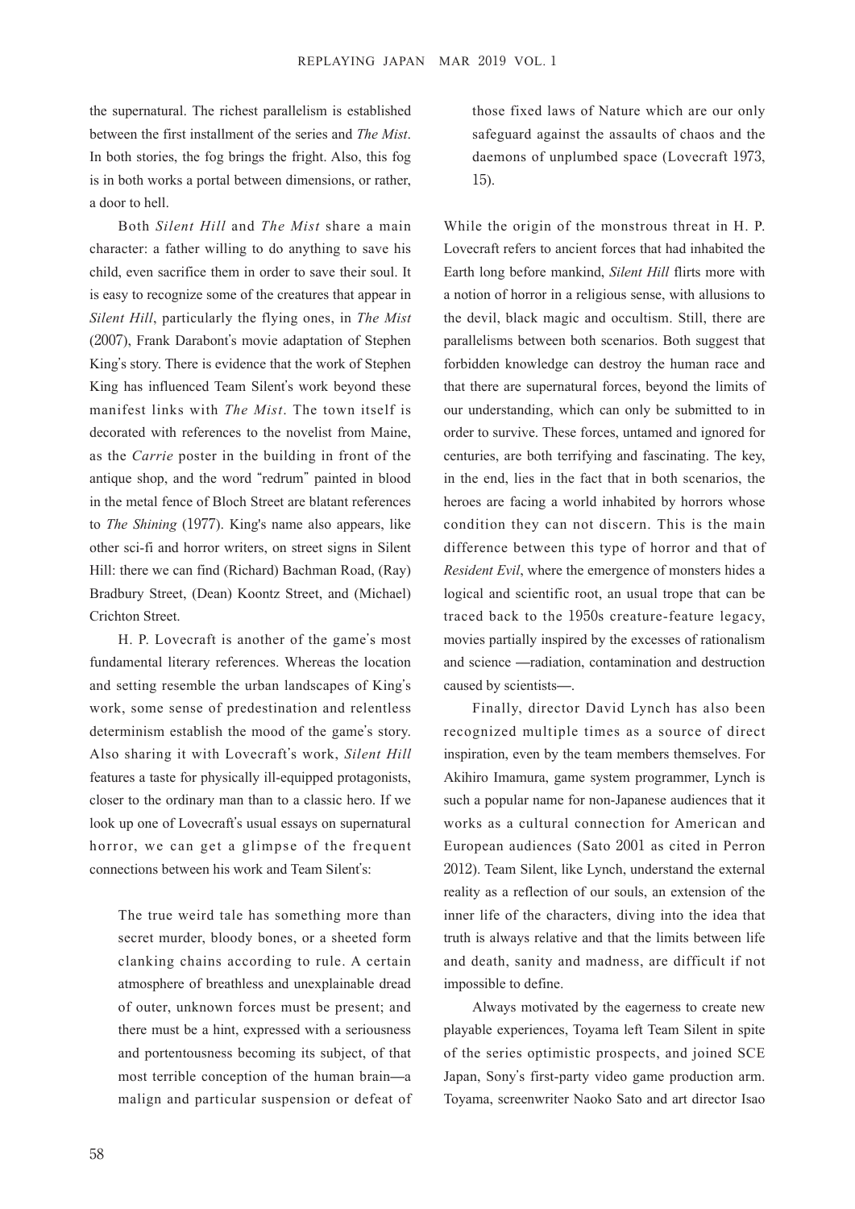the supernatural. The richest parallelism is established between the first installment of the series and *The Mist*. In both stories, the fog brings the fright. Also, this fog is in both works a portal between dimensions, or rather, a door to hell.

Both *Silent Hill* and *The Mist* share a main character: a father willing to do anything to save his child, even sacrifice them in order to save their soul. It is easy to recognize some of the creatures that appear in *Silent Hill*, particularly the flying ones, in *The Mist* (2007), Frank Darabont's movie adaptation of Stephen King's story. There is evidence that the work of Stephen King has influenced Team Silent's work beyond these manifest links with *The Mist*. The town itself is decorated with references to the novelist from Maine, as the *Carrie* poster in the building in front of the antique shop, and the word "redrum" painted in blood in the metal fence of Bloch Street are blatant references to *The Shining* (1977). King's name also appears, like other sci-fi and horror writers, on street signs in Silent Hill: there we can find (Richard) Bachman Road, (Ray) Bradbury Street, (Dean) Koontz Street, and (Michael) Crichton Street.

H. P. Lovecraft is another of the game's most fundamental literary references. Whereas the location and setting resemble the urban landscapes of King's work, some sense of predestination and relentless determinism establish the mood of the game's story. Also sharing it with Lovecraft's work, *Silent Hill* features a taste for physically ill-equipped protagonists, closer to the ordinary man than to a classic hero. If we look up one of Lovecraft's usual essays on supernatural horror, we can get a glimpse of the frequent connections between his work and Team Silent's:

> The true weird tale has something more than secret murder, bloody bones, or a sheeted form clanking chains according to rule. A certain atmosphere of breathless and unexplainable dread of outer, unknown forces must be present; and there must be a hint, expressed with a seriousness and portentousness becoming its subject, of that most terrible conception of the human brain—a malign and particular suspension or defeat of those fixed laws of Nature which are our only safeguard against the assaults of chaos and the daemons of unplumbed space (Lovecraft 1973, 15).

While the origin of the monstrous threat in H. P. Lovecraft refers to ancient forces that had inhabited the Earth long before mankind, *Silent Hill* flirts more with a notion of horror in a religious sense, with allusions to the devil, black magic and occultism. Still, there are parallelisms between both scenarios. Both suggest that forbidden knowledge can destroy the human race and that there are supernatural forces, beyond the limits of our understanding, which can only be submitted to in order to survive. These forces, untamed and ignored for centuries, are both terrifying and fascinating. The key, in the end, lies in the fact that in both scenarios, the heroes are facing a world inhabited by horrors whose condition they can not discern. This is the main difference between this type of horror and that of *Resident Evil*, where the emergence of monsters hides a logical and scientific root, an usual trope that can be traced back to the 1950s creature-feature legacy, movies partially inspired by the excesses of rationalism and science —radiation, contamination and destruction caused by scientists—.

Finally, director David Lynch has also been recognized multiple times as a source of direct inspiration, even by the team members themselves. For Akihiro Imamura, game system programmer, Lynch is such a popular name for non-Japanese audiences that it works as a cultural connection for American and European audiences (Sato 2001 as cited in Perron 2012). Team Silent, like Lynch, understand the external reality as a reflection of our souls, an extension of the inner life of the characters, diving into the idea that truth is always relative and that the limits between life and death, sanity and madness, are difficult if not impossible to define.

Always motivated by the eagerness to create new playable experiences, Toyama left Team Silent in spite of the series optimistic prospects, and joined SCE Japan, Sony's first-party video game production arm. Toyama, screenwriter Naoko Sato and art director Isao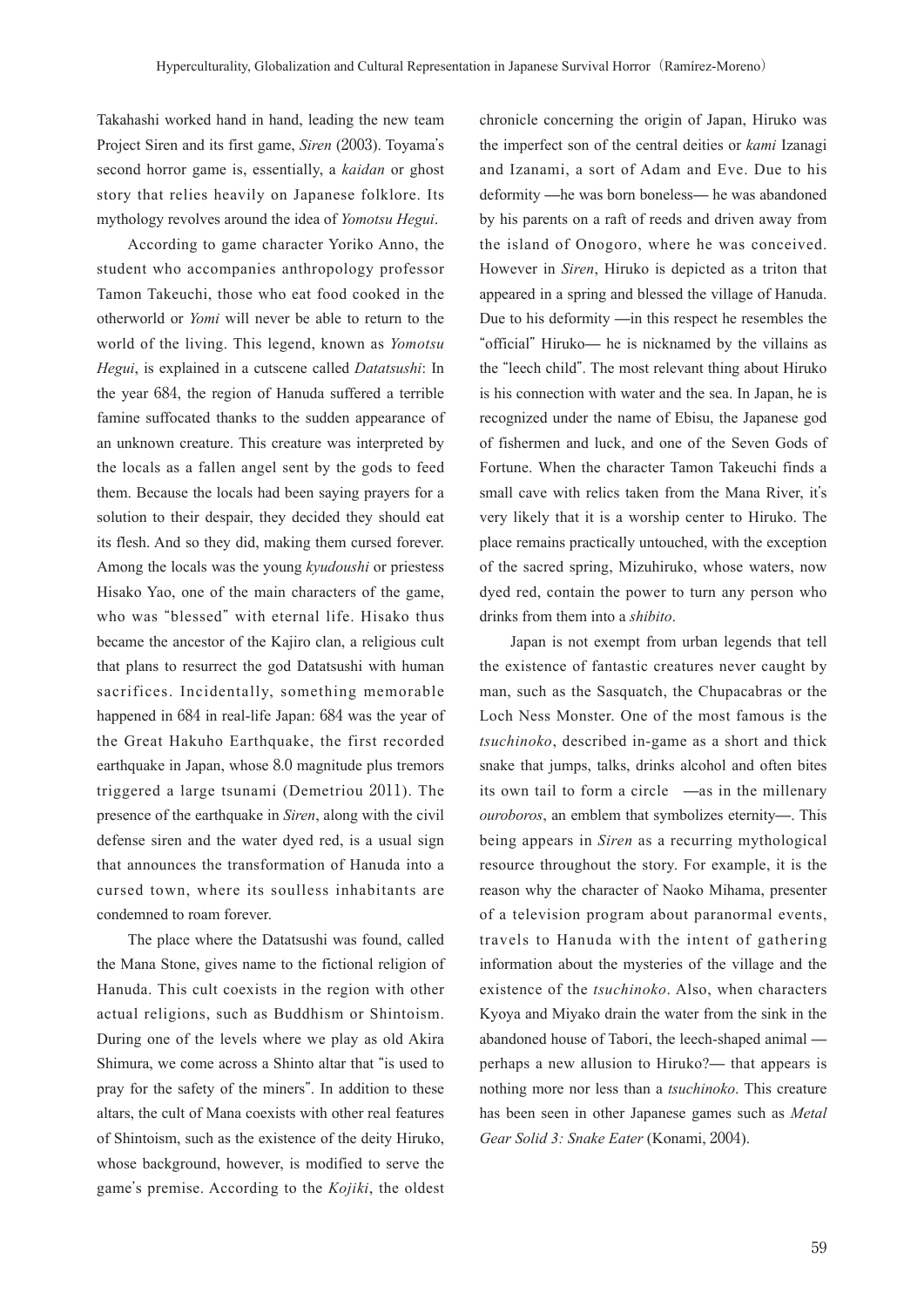Takahashi worked hand in hand, leading the new team Project Siren and its first game, *Siren* (2003). Toyama's second horror game is, essentially, a *kaidan* or ghost story that relies heavily on Japanese folklore. Its mythology revolves around the idea of *Yomotsu Hegui*.

According to game character Yoriko Anno, the student who accompanies anthropology professor Tamon Takeuchi, those who eat food cooked in the otherworld or *Yomi* will never be able to return to the world of the living. This legend, known as *Yomotsu Hegui*, is explained in a cutscene called *Datatsushi*: In the year 684, the region of Hanuda suffered a terrible famine suffocated thanks to the sudden appearance of an unknown creature. This creature was interpreted by the locals as a fallen angel sent by the gods to feed them. Because the locals had been saying prayers for a solution to their despair, they decided they should eat its flesh. And so they did, making them cursed forever. Among the locals was the young *kyudoushi* or priestess Hisako Yao, one of the main characters of the game, who was "blessed" with eternal life. Hisako thus became the ancestor of the Kajiro clan, a religious cult that plans to resurrect the god Datatsushi with human sacrifices. Incidentally, something memorable happened in 684 in real-life Japan: 684 was the year of the Great Hakuho Earthquake, the first recorded earthquake in Japan, whose 8.0 magnitude plus tremors triggered a large tsunami (Demetriou 2011). The presence of the earthquake in *Siren*, along with the civil defense siren and the water dyed red, is a usual sign that announces the transformation of Hanuda into a cursed town, where its soulless inhabitants are condemned to roam forever.

The place where the Datatsushi was found, called the Mana Stone, gives name to the fictional religion of Hanuda. This cult coexists in the region with other actual religions, such as Buddhism or Shintoism. During one of the levels where we play as old Akira Shimura, we come across a Shinto altar that "is used to pray for the safety of the miners". In addition to these altars, the cult of Mana coexists with other real features of Shintoism, such as the existence of the deity Hiruko, whose background, however, is modified to serve the game's premise. According to the *Kojiki*, the oldest chronicle concerning the origin of Japan, Hiruko was the imperfect son of the central deities or *kami* Izanagi and Izanami, a sort of Adam and Eve. Due to his deformity —he was born boneless— he was abandoned by his parents on a raft of reeds and driven away from the island of Onogoro, where he was conceived. However in *Siren*, Hiruko is depicted as a triton that appeared in a spring and blessed the village of Hanuda. Due to his deformity —in this respect he resembles the "official" Hiruko— he is nicknamed by the villains as the "leech child". The most relevant thing about Hiruko is his connection with water and the sea. In Japan, he is recognized under the name of Ebisu, the Japanese god of fishermen and luck, and one of the Seven Gods of Fortune. When the character Tamon Takeuchi finds a small cave with relics taken from the Mana River, it's very likely that it is a worship center to Hiruko. The place remains practically untouched, with the exception of the sacred spring, Mizuhiruko, whose waters, now dyed red, contain the power to turn any person who drinks from them into a *shibito*.

Japan is not exempt from urban legends that tell the existence of fantastic creatures never caught by man, such as the Sasquatch, the Chupacabras or the Loch Ness Monster. One of the most famous is the *tsuchinoko*, described in-game as a short and thick snake that jumps, talks, drinks alcohol and often bites its own tail to form a circle —as in the millenary *ouroboros*, an emblem that symbolizes eternity—. This being appears in *Siren* as a recurring mythological resource throughout the story. For example, it is the reason why the character of Naoko Mihama, presenter of a television program about paranormal events, travels to Hanuda with the intent of gathering information about the mysteries of the village and the existence of the *tsuchinoko*. Also, when characters Kyoya and Miyako drain the water from the sink in the abandoned house of Tabori, the leech-shaped animal —perhaps a new allusion to Hiruko?— that appears is nothing more nor less than a *tsuchinoko*. This creature has been seen in other Japanese games such as *Metal Gear Solid 3: Snake Eater* (Konami, 2004).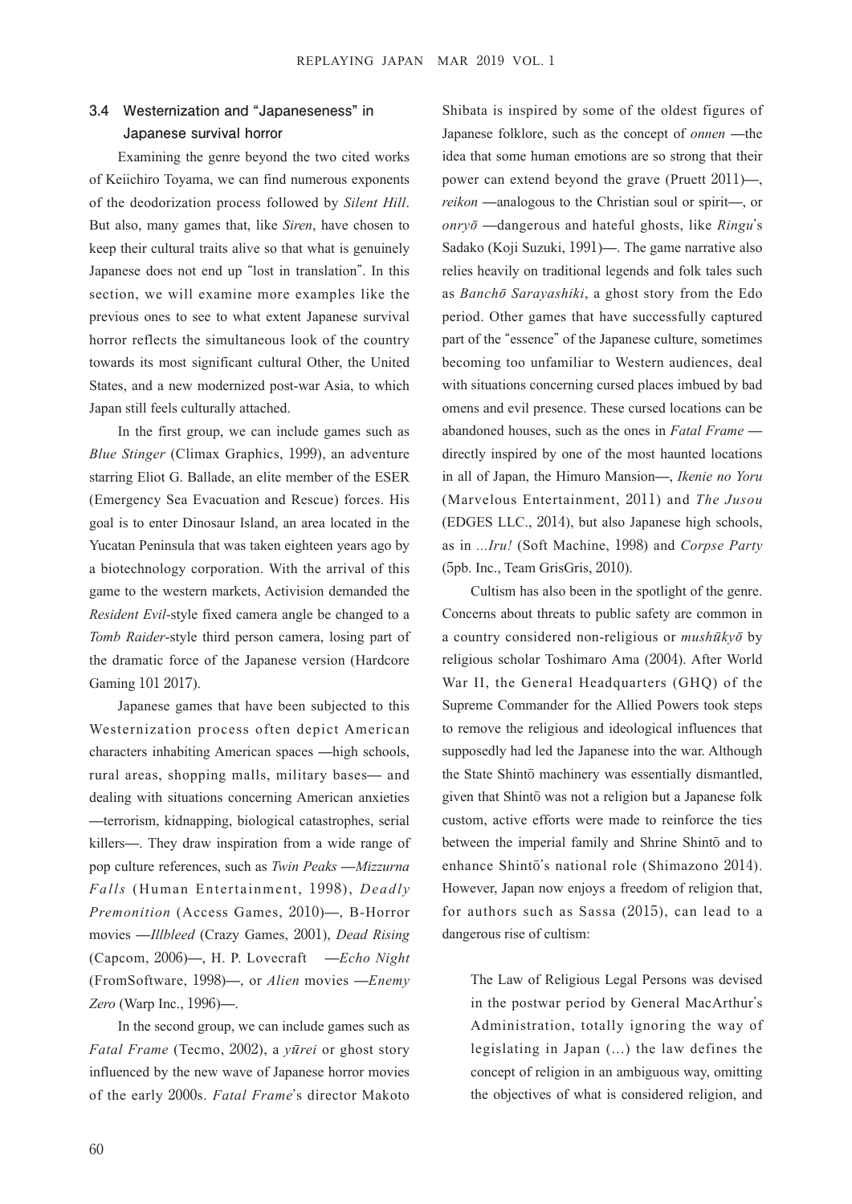### 3.4 Westernization and "Japaneseness" in Japanese survival horror

Examining the genre beyond the two cited works of Keiichiro Toyama, we can find numerous exponents of the deodorization process followed by *Silent Hill*. But also, many games that, like *Siren*, have chosen to keep their cultural traits alive so that what is genuinely Japanese does not end up "lost in translation". In this section, we will examine more examples like the previous ones to see to what extent Japanese survival horror reflects the simultaneous look of the country towards its most significant cultural Other, the United States, and a new modernized post-war Asia, to which Japan still feels culturally attached.

In the first group, we can include games such as *Blue Stinger* (Climax Graphics, 1999), an adventure starring Eliot G. Ballade, an elite member of the ESER (Emergency Sea Evacuation and Rescue) forces. His goal is to enter Dinosaur Island, an area located in the Yucatan Peninsula that was taken eighteen years ago by a biotechnology corporation. With the arrival of this game to the western markets, Activision demanded the *Resident Evil*-style fixed camera angle be changed to a *Tomb Raider*-style third person camera, losing part of the dramatic force of the Japanese version (Hardcore Gaming 101 2017).

Japanese games that have been subjected to this Westernization process often depict American characters inhabiting American spaces —high schools, rural areas, shopping malls, military bases— and dealing with situations concerning American anxieties —terrorism, kidnapping, biological catastrophes, serial killers—. They draw inspiration from a wide range of pop culture references, such as *Twin Peaks* —*Mizzurna Falls* (Human Entertainment, 1998), *Deadly Premonition* (Access Games, 2010)—, B-Horror movies —*Illbleed* (Crazy Games, 2001), *Dead Rising* (Capcom, 2006)—, H. P. Lovecraft —*Echo Night* (FromSoftware, 1998)—, or *Alien* movies —*Enemy Zero* (Warp Inc., 1996)—.

In the second group, we can include games such as *Fatal Frame* (Tecmo, 2002), a *yūrei* or ghost story influenced by the new wave of Japanese horror movies of the early 2000s. *Fatal Frame*'s director Makoto Shibata is inspired by some of the oldest figures of Japanese folklore, such as the concept of *onnen* —the idea that some human emotions are so strong that their power can extend beyond the grave (Pruett 2011)—, *reikon* —analogous to the Christian soul or spirit—, or *onryō* —dangerous and hateful ghosts, like *Ringu*'s Sadako (Koji Suzuki, 1991)—. The game narrative also relies heavily on traditional legends and folk tales such as *Banchō Sarayashiki*, a ghost story from the Edo period. Other games that have successfully captured part of the "essence" of the Japanese culture, sometimes becoming too unfamiliar to Western audiences, deal with situations concerning cursed places imbued by bad omens and evil presence. These cursed locations can be abandoned houses, such as the ones in *Fatal Frame* —directly inspired by one of the most haunted locations in all of Japan, the Himuro Mansion—, *Ikenie no Yoru* (Marvelous Entertainment, 2011) and *The Jusou* (EDGES LLC., 2014), but also Japanese high schools, as in *...Iru!* (Soft Machine, 1998) and *Corpse Party* (5pb. Inc., Team GrisGris, 2010).

Cultism has also been in the spotlight of the genre. Concerns about threats to public safety are common in a country considered non-religious or *mushūkyō* by religious scholar Toshimaro Ama (2004). After World War II, the General Headquarters (GHQ) of the Supreme Commander for the Allied Powers took steps to remove the religious and ideological influences that supposedly had led the Japanese into the war. Although the State Shintō machinery was essentially dismantled, given that Shintō was not a religion but a Japanese folk custom, active efforts were made to reinforce the ties between the imperial family and Shrine Shintō and to enhance Shintō's national role (Shimazono 2014). However, Japan now enjoys a freedom of religion that, for authors such as Sassa (2015), can lead to a dangerous rise of cultism:

> The Law of Religious Legal Persons was devised in the postwar period by General MacArthur's Administration, totally ignoring the way of legislating in Japan (...) the law defines the concept of religion in an ambiguous way, omitting the objectives of what is considered religion, and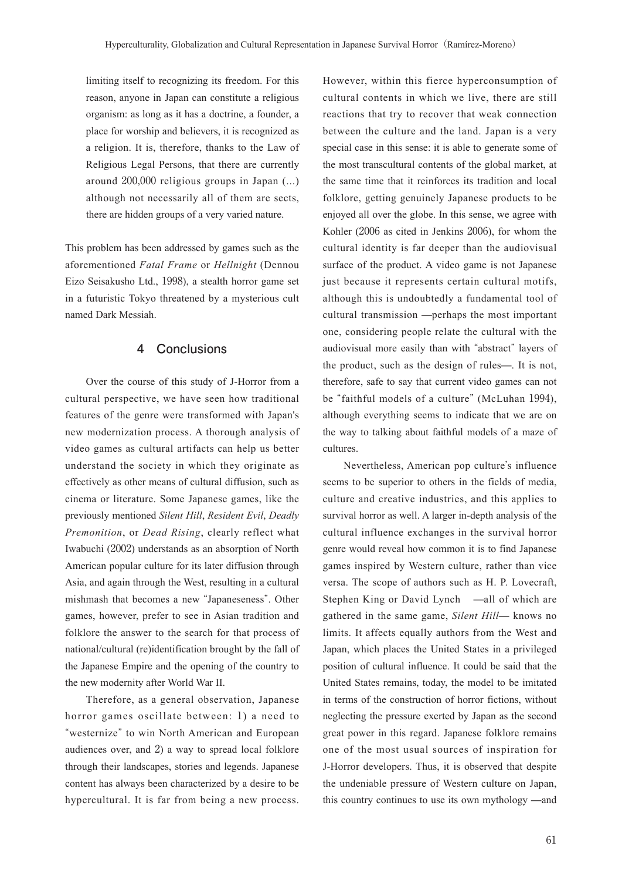limiting itself to recognizing its freedom. For this reason, anyone in Japan can constitute a religious organism: as long as it has a doctrine, a founder, a place for worship and believers, it is recognized as a religion. It is, therefore, thanks to the Law of Religious Legal Persons, that there are currently around 200,000 religious groups in Japan (...) although not necessarily all of them are sects, there are hidden groups of a very varied nature.

This problem has been addressed by games such as the aforementioned *Fatal Frame* or *Hellnight* (Dennou Eizo Seisakusho Ltd., 1998), a stealth horror game set in a futuristic Tokyo threatened by a mysterious cult named Dark Messiah.

## 4 Conclusions

Over the course of this study of J-Horror from a cultural perspective, we have seen how traditional features of the genre were transformed with Japan's new modernization process. A thorough analysis of video games as cultural artifacts can help us better understand the society in which they originate as effectively as other means of cultural diffusion, such as cinema or literature. Some Japanese games, like the previously mentioned *Silent Hill*, *Resident Evil*, *Deadly Premonition*, or *Dead Rising*, clearly reflect what Iwabuchi (2002) understands as an absorption of North American popular culture for its later diffusion through Asia, and again through the West, resulting in a cultural mishmash that becomes a new "Japaneseness". Other games, however, prefer to see in Asian tradition and folklore the answer to the search for that process of national/cultural (re)identification brought by the fall of the Japanese Empire and the opening of the country to the new modernity after World War II.

Therefore, as a general observation, Japanese horror games oscillate between: 1) a need to "westernize" to win North American and European audiences over, and 2) a way to spread local folklore through their landscapes, stories and legends. Japanese content has always been characterized by a desire to be hypercultural. It is far from being a new process. However, within this fierce hyperconsumption of cultural contents in which we live, there are still reactions that try to recover that weak connection between the culture and the land. Japan is a very special case in this sense: it is able to generate some of the most transcultural contents of the global market, at the same time that it reinforces its tradition and local folklore, getting genuinely Japanese products to be enjoyed all over the globe. In this sense, we agree with Kohler (2006 as cited in Jenkins 2006), for whom the cultural identity is far deeper than the audiovisual surface of the product. A video game is not Japanese just because it represents certain cultural motifs, although this is undoubtedly a fundamental tool of cultural transmission —perhaps the most important one, considering people relate the cultural with the audiovisual more easily than with "abstract" layers of the product, such as the design of rules—. It is not, therefore, safe to say that current video games can not be "faithful models of a culture" (McLuhan 1994), although everything seems to indicate that we are on the way to talking about faithful models of a maze of cultures.

Nevertheless, American pop culture's influence seems to be superior to others in the fields of media, culture and creative industries, and this applies to survival horror as well. A larger in-depth analysis of the cultural influence exchanges in the survival horror genre would reveal how common it is to find Japanese games inspired by Western culture, rather than vice versa. The scope of authors such as H. P. Lovecraft, Stephen King or David Lynch —all of which are gathered in the same game, *Silent Hill*— knows no limits. It affects equally authors from the West and Japan, which places the United States in a privileged position of cultural influence. It could be said that the United States remains, today, the model to be imitated in terms of the construction of horror fictions, without neglecting the pressure exerted by Japan as the second great power in this regard. Japanese folklore remains one of the most usual sources of inspiration for J-Horror developers. Thus, it is observed that despite the undeniable pressure of Western culture on Japan, this country continues to use its own mythology —and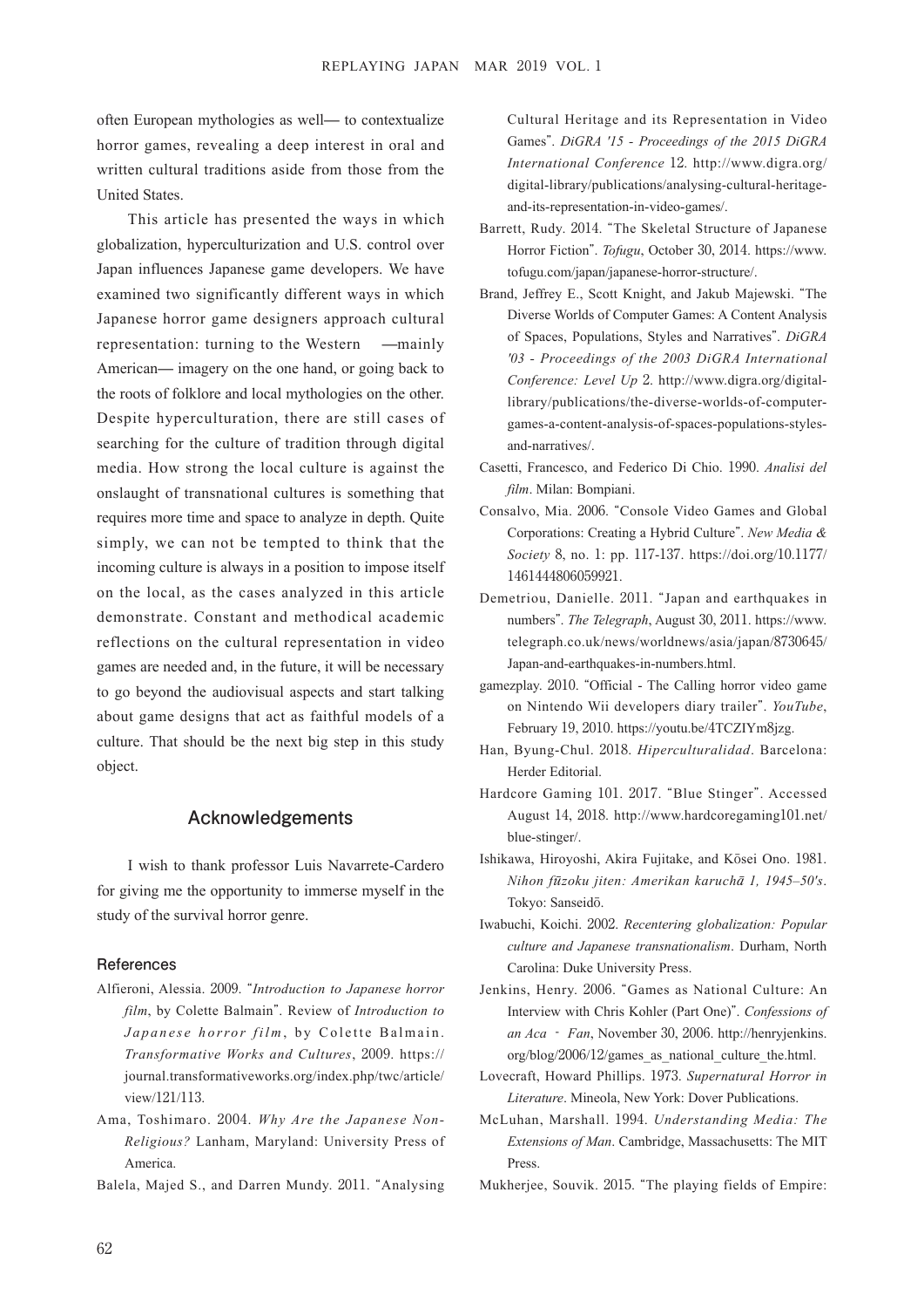often European mythologies as well— to contextualize horror games, revealing a deep interest in oral and written cultural traditions aside from those from the United States.

This article has presented the ways in which globalization, hyperculturization and U.S. control over Japan influences Japanese game developers. We have examined two significantly different ways in which Japanese horror game designers approach cultural representation: turning to the Western —mainly American— imagery on the one hand, or going back to the roots of folklore and local mythologies on the other. Despite hyperculturation, there are still cases of searching for the culture of tradition through digital media. How strong the local culture is against the onslaught of transnational cultures is something that requires more time and space to analyze in depth. Quite simply, we can not be tempted to think that the incoming culture is always in a position to impose itself on the local, as the cases analyzed in this article demonstrate. Constant and methodical academic reflections on the cultural representation in video games are needed and, in the future, it will be necessary to go beyond the audiovisual aspects and start talking about game designs that act as faithful models of a culture. That should be the next big step in this study object.

## Acknowledgements

I wish to thank professor Luis Navarrete-Cardero for giving me the opportunity to immerse myself in the study of the survival horror genre.

### References

Alfieroni, Alessia. 2009. "*Introduction to Japanese horror film*, by Colette Balmain". Review of *Introduction to Japanese horror film*, by Colette Balmain. *Transformative Works and Cultures*, 2009. https://journal.transformativeworks.org/index.php/twc/article/view/121/113.

Ama, Toshimaro. 2004. *Why Are the Japanese Non-Religious?* Lanham, Maryland: University Press of America.

Balela, Majed S., and Darren Mundy. 2011. "Analysing Cultural Heritage and its Representation in Video Games". *DiGRA '15 - Proceedings of the 2015 DiGRA International Conference* 12. http://www.digra.org/digital-library/publications/analysing-cultural-heritage-and-its-representation-in-video-games/.

Barrett, Rudy. 2014. "The Skeletal Structure of Japanese Horror Fiction". *Tofugu*, October 30, 2014. https://www.tofugu.com/japan/japanese-horror-structure/.

Brand, Jeffrey E., Scott Knight, and Jakub Majewski. "The Diverse Worlds of Computer Games: A Content Analysis of Spaces, Populations, Styles and Narratives". *DiGRA '03 - Proceedings of the 2003 DiGRA International Conference: Level Up* 2. http://www.digra.org/digital-library/publications/the-diverse-worlds-of-computer-games-a-content-analysis-of-spaces-populations-styles-and-narratives/.

Casetti, Francesco, and Federico Di Chio. 1990. *Analisi del film*. Milan: Bompiani.

Consalvo, Mia. 2006. "Console Video Games and Global Corporations: Creating a Hybrid Culture". *New Media & Society* 8, no. 1: pp. 117-137. https://doi.org/10.1177/1461444806059921.

Demetriou, Danielle. 2011. "Japan and earthquakes in numbers". *The Telegraph*, August 30, 2011. https://www.telegraph.co.uk/news/worldnews/asia/japan/8730645/Japan-and-earthquakes-in-numbers.html.

gamezplay. 2010. "Official - The Calling horror video game on Nintendo Wii developers diary trailer". *YouTube*, February 19, 2010. https://youtu.be/4TCZIYm8jzg.

Han, Byung-Chul. 2018. *Hiperculturalidad*. Barcelona: Herder Editorial.

Hardcore Gaming 101. 2017. "Blue Stinger". Accessed August 14, 2018. http://www.hardcoregaming101.net/blue-stinger/.

Ishikawa, Hiroyoshi, Akira Fujitake, and Kōsei Ono. 1981. *Nihon fūzoku jiten: Amerikan karuchā 1, 1945–50's*. Tokyo: Sanseidō.

Iwabuchi, Koichi. 2002. *Recentering globalization: Popular culture and Japanese transnationalism*. Durham, North Carolina: Duke University Press.

Jenkins, Henry. 2006. "Games as National Culture: An Interview with Chris Kohler (Part One)". *Confessions of an Aca‐Fan*, November 30, 2006. http://henryjenkins.org/blog/2006/12/games_as_national_culture_the.html.

Lovecraft, Howard Phillips. 1973. *Supernatural Horror in Literature*. Mineola, New York: Dover Publications.

McLuhan, Marshall. 1994. *Understanding Media: The Extensions of Man*. Cambridge, Massachusetts: The MIT Press.

Mukherjee, Souvik. 2015. "The playing fields of Empire: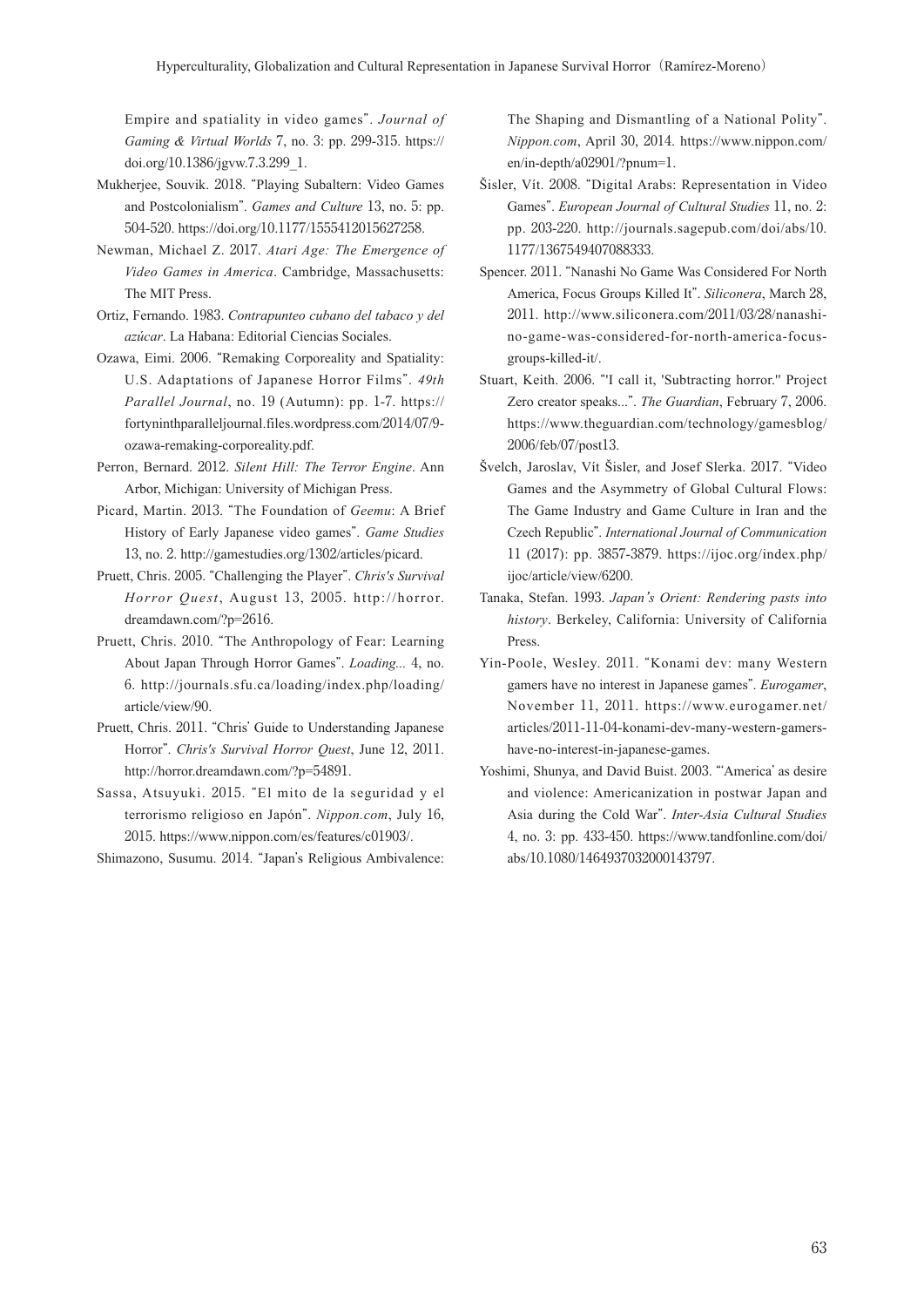Empire and spatiality in video games". *Journal of Gaming & Virtual Worlds* 7, no. 3: pp. 299-315. https://doi.org/10.1386/jgvw.7.3.299_1.

Mukherjee, Souvik. 2018. "Playing Subaltern: Video Games and Postcolonialism". *Games and Culture* 13, no. 5: pp. 504-520. https://doi.org/10.1177/1555412015627258.

Newman, Michael Z. 2017. *Atari Age: The Emergence of Video Games in America*. Cambridge, Massachusetts: The MIT Press.

Ortiz, Fernando. 1983. *Contrapunteo cubano del tabaco y del azúcar*. La Habana: Editorial Ciencias Sociales.

Ozawa, Eimi. 2006. "Remaking Corporeality and Spatiality: U.S. Adaptations of Japanese Horror Films". *49th Parallel Journal*, no. 19 (Autumn): pp. 1-7. https://fortyninthparalleljournal.files.wordpress.com/2014/07/9-ozawa-remaking-corporeality.pdf.

Perron, Bernard. 2012. *Silent Hill: The Terror Engine*. Ann Arbor, Michigan: University of Michigan Press.

Picard, Martin. 2013. "The Foundation of *Geemu*: A Brief History of Early Japanese video games". *Game Studies* 13, no. 2. http://gamestudies.org/1302/articles/picard.

Pruett, Chris. 2005. "Challenging the Player". *Chris's Survival Horror Quest*, August 13, 2005. http://horror.dreamdawn.com/?p=2616.

Pruett, Chris. 2010. "The Anthropology of Fear: Learning About Japan Through Horror Games". *Loading...* 4, no. 6. http://journals.sfu.ca/loading/index.php/loading/article/view/90.

Pruett, Chris. 2011. "Chris' Guide to Understanding Japanese Horror". *Chris's Survival Horror Quest*, June 12, 2011. http://horror.dreamdawn.com/?p=54891.

Sassa, Atsuyuki. 2015. "El mito de la seguridad y el terrorismo religioso en Japón". *Nippon.com*, July 16, 2015. https://www.nippon.com/es/features/c01903/.

Shimazono, Susumu. 2014. "Japan's Religious Ambivalence: The Shaping and Dismantling of a National Polity". *Nippon.com*, April 30, 2014. https://www.nippon.com/en/in-depth/a02901/?pnum=1.

Šisler, Vít. 2008. "Digital Arabs: Representation in Video Games". *European Journal of Cultural Studies* 11, no. 2: pp. 203-220. http://journals.sagepub.com/doi/abs/10.1177/1367549407088333.

Spencer. 2011. "Nanashi No Game Was Considered For North America, Focus Groups Killed It". *Siliconera*, March 28, 2011. http://www.siliconera.com/2011/03/28/nanashi-no-game-was-considered-for-north-america-focus-groups-killed-it/.

Stuart, Keith. 2006. "'I call it, 'Subtracting horror.'' Project Zero creator speaks...". *The Guardian*, February 7, 2006. https://www.theguardian.com/technology/gamesblog/2006/feb/07/post13.

Švelch, Jaroslav, Vít Šisler, and Josef Slerka. 2017. "Video Games and the Asymmetry of Global Cultural Flows: The Game Industry and Game Culture in Iran and the Czech Republic". *International Journal of Communication* 11 (2017): pp. 3857-3879. https://ijoc.org/index.php/ijoc/article/view/6200.

Tanaka, Stefan. 1993. *Japan's Orient: Rendering pasts into history*. Berkeley, California: University of California Press.

Yin-Poole, Wesley. 2011. "Konami dev: many Western gamers have no interest in Japanese games". *Eurogamer*, November 11, 2011. https://www.eurogamer.net/articles/2011-11-04-konami-dev-many-western-gamers-have-no-interest-in-japanese-games.

Yoshimi, Shunya, and David Buist. 2003. "'America' as desire and violence: Americanization in postwar Japan and Asia during the Cold War". *Inter-Asia Cultural Studies* 4, no. 3: pp. 433-450. https://www.tandfonline.com/doi/abs/10.1080/1464937032000143797.